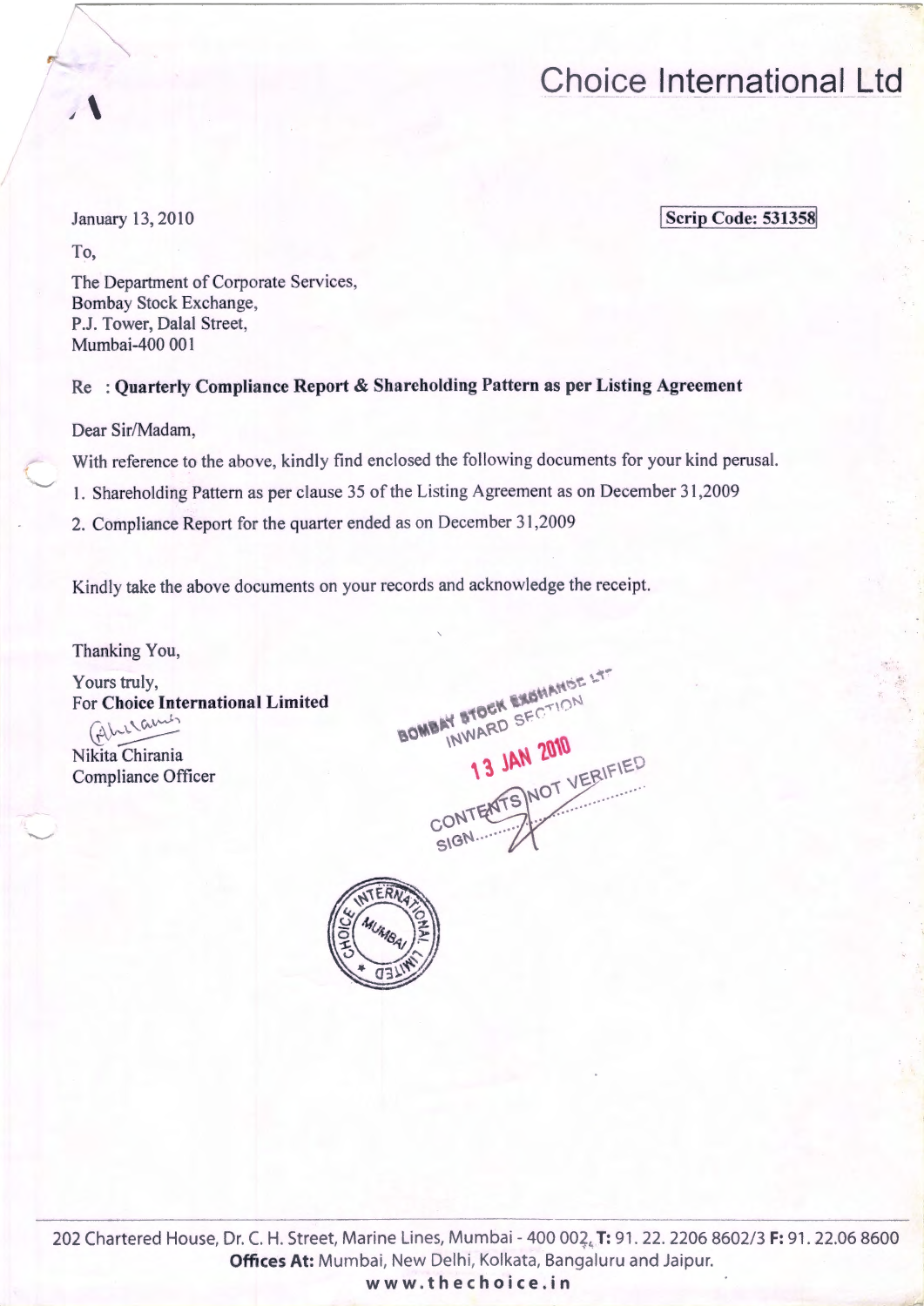# Choice International Ltd

January 13, 2010

**Scrip Code: 531358**

To,

The Department of Corporate Services,
Bombay Stock Exchange,
P.J. Tower, Dalal Street,
Mumbai-400 001

Re : **Quarterly Compliance Report & Shareholding Pattern as per Listing Agreement**

Dear Sir/Madam,

With reference to the above, kindly find enclosed the following documents for your kind perusal.

1. Shareholding Pattern as per clause 35 of the Listing Agreement as on December 31,2009
2. Compliance Report for the quarter ended as on December 31,2009

Kindly take the above documents on your records and acknowledge the receipt.

Thanking You,

Yours truly,
For **Choice International Limited**

Nikita Chirania
Compliance Officer

BOMBAY STOCK EXCHANGE LTD
INWARD SECTION
13 JAN 2010
CONTENTS NOT VERIFIED
SIGN........

CHOICE INTERNATIONAL LIMITED MUMBAI

202 Chartered House, Dr. C. H. Street, Marine Lines, Mumbai - 400 002. **T:** 91. 22. 2206 8602/3 **F:** 91. 22.06 8600
**Offices At:** Mumbai, New Delhi, Kolkata, Bangaluru and Jaipur.
**www.thechoice.in**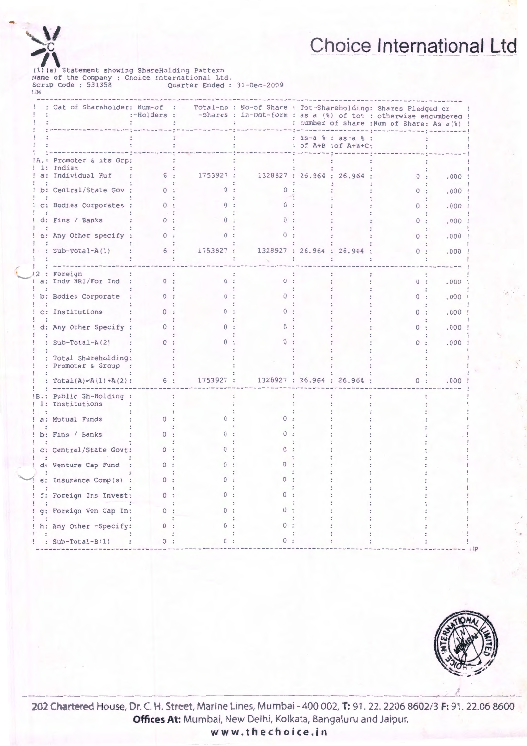# Choice International Ltd

(1)(a) Statement showing ShareHolding Pattern
Name of the Company : Choice International Ltd.
Scrip Code : 531358 Quarter Ended : 31-Dec-2009

| | Cat of Shareholder | Num-of -Holders | Total-no -Shares | No-of Share in-Dmt-form | Tot-Shareholding: as a (%) of tot number of share | | Shares Pledged or otherwise encumbered | |
|---|---|---|---|---|---|---|---|---|
| | | | | | as-a % of A+B | as-a % of A+B+C | Num of Share | As a(%) |
| A. | Promoter & its Grp: | | | | | | | |
| 1: | Indian | | | | | | | |
| a: | Individual Huf | 6 | 1753927 | 1328927 | 26.964 | 26.964 | 0 | .000 |
| b: | Central/State Gov | 0 | 0 | 0 | | | 0 | .000 |
| c: | Bodies Corporates | 0 | 0 | 0 | | | 0 | .000 |
| d: | Fins / Banks | 0 | 0 | 0 | | | 0 | .000 |
| e: | Any Other specify | 0 | 0 | 0 | | | 0 | .000 |
| | Sub-Total-A(1) | 6 | 1753927 | 1328927 | 26.964 | 26.964 | 0 | .000 |
| 2 | Foreign | | | | | | | |
| a: | Indv NRI/For Ind | 0 | 0 | 0 | | | 0 | .000 |
| b: | Bodies Corporate | 0 | 0 | 0 | | | 0 | .000 |
| c: | Institutions | 0 | 0 | 0 | | | 0 | .000 |
| d: | Any Other Specify | 0 | 0 | 0 | | | 0 | .000 |
| | Sub-Total-A(2) | 0 | 0 | 0 | | | 0 | .000 |
| | Total Shareholding: Promoter & Group | | | | | | | |
| | Total(A)=A(1)+A(2) | 6 | 1753927 | 1328927 | 26.964 | 26.964 | 0 | .000 |
| B. | Public Sh-Holding : | | | | | | | |
| 1: | Institutions | | | | | | | |
| a: | Mutual Funds | 0 | 0 | 0 | | | | |
| b: | Fins / Banks | 0 | 0 | 0 | | | | |
| c: | Central/State Govt | 0 | 0 | 0 | | | | |
| d: | Venture Cap Fund | 0 | 0 | 0 | | | | |
| e: | Insurance Comp(s) | 0 | 0 | 0 | | | | |
| f: | Foreign Ins Invest | 0 | 0 | 0 | | | | |
| g: | Foreign Ven Cap In | 0 | 0 | 0 | | | | |
| h: | Any Other -Specify | 0 | 0 | 0 | | | | |
| | Sub-Total-B(1) | 0 | 0 | 0 | | | | |

202 Chartered House, Dr. C. H. Street, Marine Lines, Mumbai - 400 002, T: 91. 22. 2206 8602/3 F: 91. 22.06 8600
**Offices At:** Mumbai, New Delhi, Kolkata, Bangaluru and Jaipur.
**www.thechoice.in**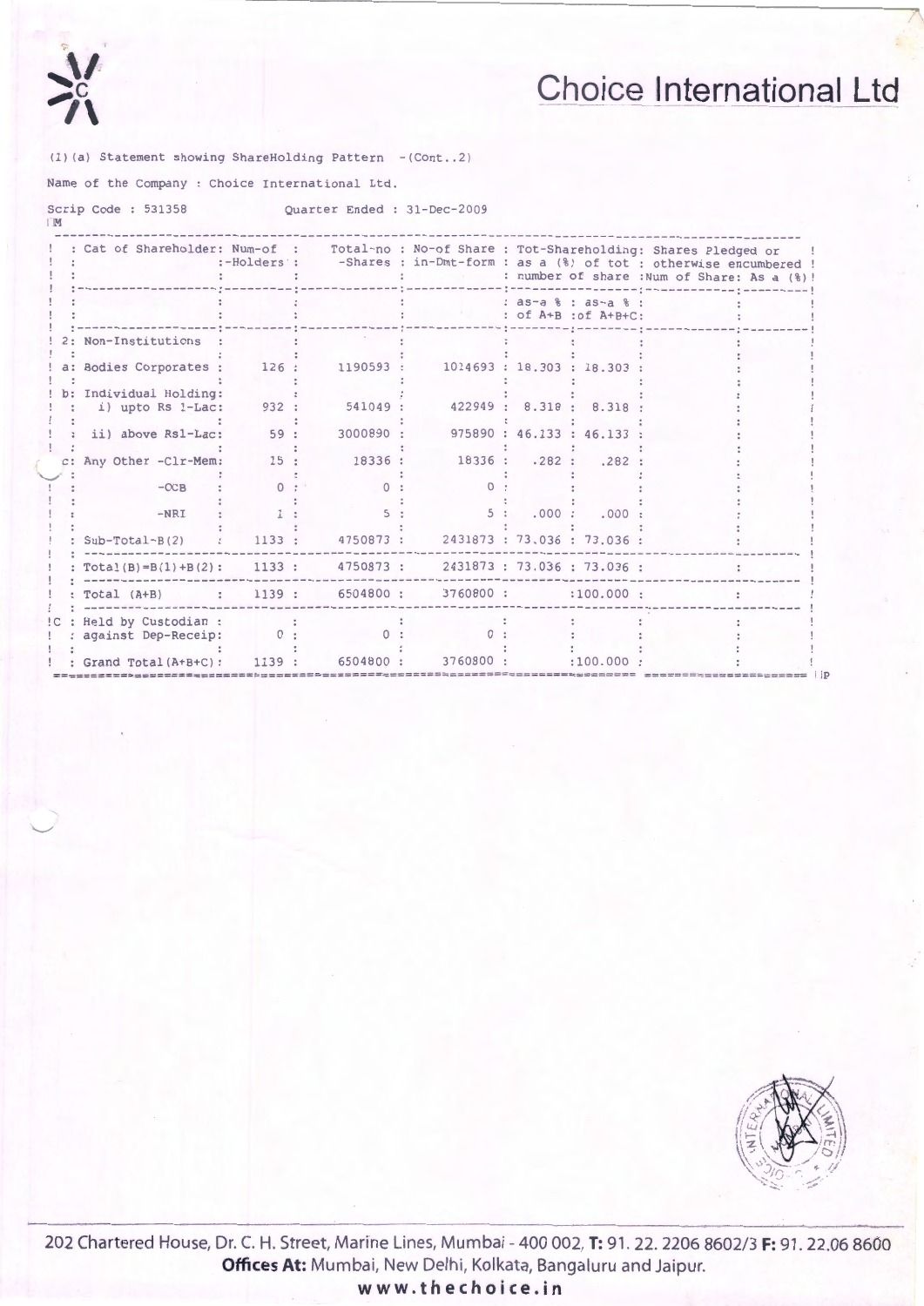# Choice International Ltd

(I)(a) Statement showing ShareHolding Pattern -(Cont..2)

Name of the Company : Choice International Ltd.

Scrip Code : 531358 Quarter Ended : 31-Dec-2009

| | Cat of Shareholder | Num-of -Holders | Total-no -Shares | No-of Share in-Dmt-form | Tot-Shareholding: as a (%) of tot number of share | | Shares Pledged or otherwise encumbered | |
|---|---|---|---|---|---|---|---|---|
| | | | | | as-a % of A+B | as-a % of A+B+C | Num of Share | As a (%) |
| 2: | Non-Institutions | | | | | | | |
| a: | Bodies Corporates | 126 | 1190593 | 1014693 | 18.303 | 18.303 | | |
| b: | Individual Holding: i) upto Rs 1-Lac | 932 | 541049 | 422949 | 8.318 | 8.318 | | |
| | ii) above Rs1-Lac | 59 | 3000890 | 975890 | 46.133 | 46.133 | | |
| c: | Any Other -Clr-Mem | 15 | 18336 | 18336 | .282 | .282 | | |
| | -OCB | 0 | 0 | 0 | | | | |
| | -NRI | 1 | 5 | 5 | .000 | .000 | | |
| | Sub-Total-B(2) | 1133 | 4750873 | 2431873 | 73.036 | 73.036 | | |
| | Total(B)=B(1)+B(2) | 1133 | 4750873 | 2431873 | 73.036 | 73.036 | | |
| | Total (A+B) | 1139 | 6504800 | 3760800 | | 100.000 | | |
| C | Held by Custodian against Dep-Receip | 0 | 0 | 0 | | | | |
| | Grand Total(A+B+C) | 1139 | 6504800 | 3760800 | | 100.000 | | |

202 Chartered House, Dr. C. H. Street, Marine Lines, Mumbai - 400 002, T: 91. 22. 2206 8602/3 F: 91. 22.06 8600
Offices At: Mumbai, New Delhi, Kolkata, Bangaluru and Jaipur.
www.thechoice.in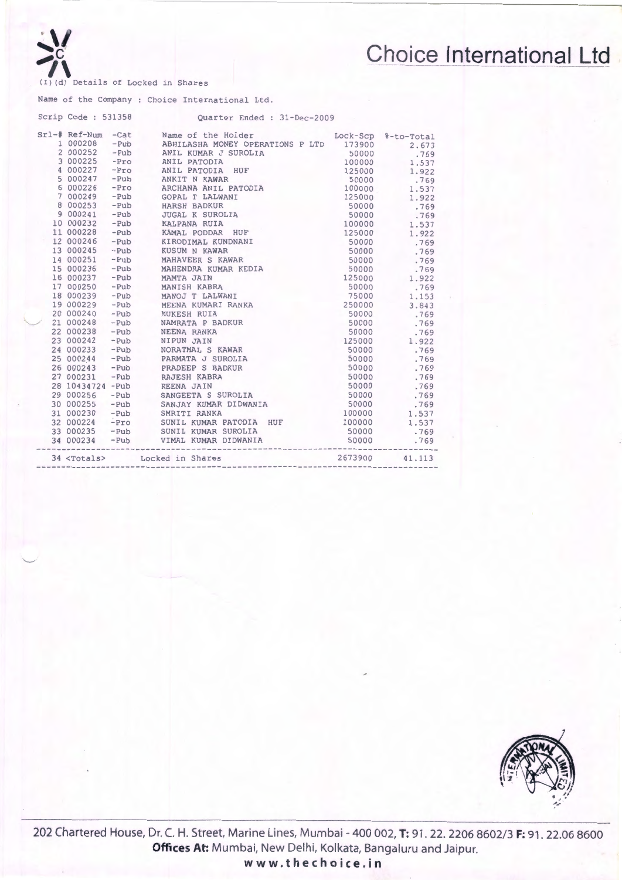# Choice International Ltd

(I)(d) Details of Locked in Shares

Name of the Company : Choice International Ltd.

Scrip Code : 531358 Quarter Ended : 31-Dec-2009

| Srl-# | Ref-Num | -Cat | Name of the Holder | Lock-Scp | %-to-Total |
|---|---|---|---|---|---|
| 1 | 000208 | -Pub | ABHILASHA MONEY OPERATIONS P LTD | 173900 | 2.673 |
| 2 | 000252 | -Pub | ANIL KUMAR J SUROLIA | 50000 | .769 |
| 3 | 000225 | -Pro | ANIL PATODIA | 100000 | 1.537 |
| 4 | 000227 | -Pro | ANIL PATODIA HUF | 125000 | 1.922 |
| 5 | 000247 | -Pub | ANKIT N KAWAR | 50000 | .769 |
| 6 | 000226 | -Pro | ARCHANA ANIL PATODIA | 100000 | 1.537 |
| 7 | 000249 | -Pub | GOPAL T LALWANI | 125000 | 1.922 |
| 8 | 000253 | -Pub | HARSH BADKUR | 50000 | .769 |
| 9 | 000241 | -Pub | JUGAL K SUROLIA | 50000 | .769 |
| 10 | 000232 | -Pub | KALPANA RUIA | 100000 | 1.537 |
| 11 | 000228 | -Pub | KAMAL PODDAR HUF | 125000 | 1.922 |
| 12 | 000246 | -Pub | KIRODIMAL KUNDNANI | 50000 | .769 |
| 13 | 000245 | -Pub | KUSUM N KAWAR | 50000 | .769 |
| 14 | 000251 | -Pub | MAHAVEER S KAWAR | 50000 | .769 |
| 15 | 000236 | -Pub | MAHENDRA KUMAR KEDIA | 50000 | .769 |
| 16 | 000237 | -Pub | MAMTA JAIN | 125000 | 1.922 |
| 17 | 000250 | -Pub | MANISH KABRA | 50000 | .769 |
| 18 | 000239 | -Pub | MANOJ T LALWANI | 75000 | 1.153 |
| 19 | 000229 | -Pub | MEENA KUMARI RANKA | 250000 | 3.843 |
| 20 | 000240 | -Pub | MUKESH RUIA | 50000 | .769 |
| 21 | 000248 | -Pub | NAMRATA P BADKUR | 50000 | .769 |
| 22 | 000238 | -Pub | NEENA RANKA | 50000 | .769 |
| 23 | 000242 | -Pub | NIPUN JAIN | 125000 | 1.922 |
| 24 | 000233 | -Pub | NORATMAL S KAWAR | 50000 | .769 |
| 25 | 000244 | -Pub | PARMATA J SUROLIA | 50000 | .769 |
| 26 | 000243 | -Pub | PRADEEP S BADKUR | 50000 | .769 |
| 27 | 000231 | -Pub | RAJESH KABRA | 50000 | .769 |
| 28 | 10434724 | -Pub | REENA JAIN | 50000 | .769 |
| 29 | 000256 | -Pub | SANGEETA S SUROLIA | 50000 | .769 |
| 30 | 000255 | -Pub | SANJAY KUMAR DIDWANIA | 50000 | .769 |
| 31 | 000230 | -Pub | SMRITI RANKA | 100000 | 1.537 |
| 32 | 000224 | -Pro | SUNIL KUMAR PATODIA HUF | 100000 | 1.537 |
| 33 | 000235 | -Pub | SUNIL KUMAR SUROLIA | 50000 | .769 |
| 34 | 000234 | -Pub | VIMAL KUMAR DIDWANIA | 50000 | .769 |
| 34 | <Totals> | | Locked in Shares | 2673900 | 41.113 |

202 Chartered House, Dr. C. H. Street, Marine Lines, Mumbai - 400 002, **T:** 91. 22. 2206 8602/3 **F:** 91. 22.06 8600
**Offices At:** Mumbai, New Delhi, Kolkata, Bangaluru and Jaipur.
**www.thechoice.in**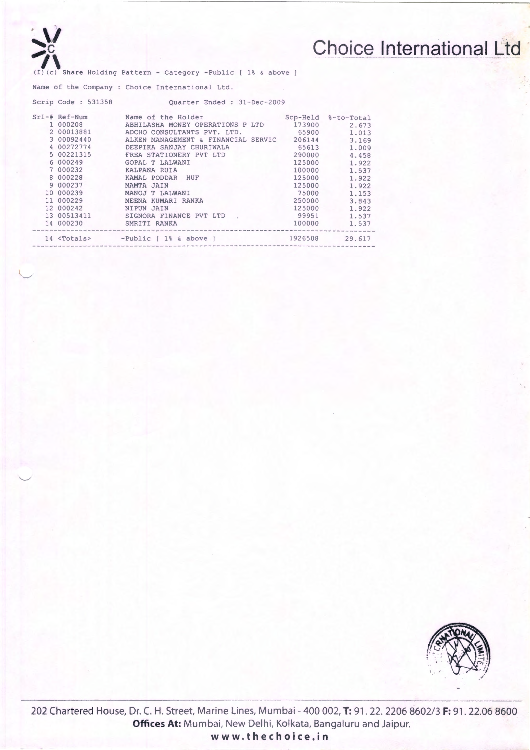# Choice International Ltd

(I)(c) Share Holding Pattern - Category -Public [ 1% & above ]

Name of the Company : Choice International Ltd.

Scrip Code : 531358 Quarter Ended : 31-Dec-2009

| Srl-# | Ref-Num | Name of the Holder | Scp-Held | %-to-Total |
|---|---|---|---|---|
| 1 | 000208 | ABHILASHA MONEY OPERATIONS P LTD | 173900 | 2.673 |
| 2 | 00013881 | ADCHO CONSULTANTS PVT. LTD. | 65900 | 1.013 |
| 3 | 00092440 | ALKEN MANAGEMENT & FINANCIAL SERVIC | 206144 | 3.169 |
| 4 | 00272774 | DEEPIKA SANJAY CHURIWALA | 65613 | 1.009 |
| 5 | 00221315 | FREA STATIONERY PVT LTD | 290000 | 4.458 |
| 6 | 000249 | GOPAL T LALWANI | 125000 | 1.922 |
| 7 | 000232 | KALPANA RUIA | 100000 | 1.537 |
| 8 | 000228 | KAMAL PODDAR HUF | 125000 | 1.922 |
| 9 | 000237 | MAMTA JAIN | 125000 | 1.922 |
| 10 | 000239 | MANOJ T LALWANI | 75000 | 1.153 |
| 11 | 000229 | MEENA KUMARI RANKA | 250000 | 3.843 |
| 12 | 000242 | NIPUN JAIN | 125000 | 1.922 |
| 13 | 00513411 | SIGNORA FINANCE PVT LTD | 99951 | 1.537 |
| 14 | 000230 | SMRITI RANKA | 100000 | 1.537 |
| 14 | <Totals> | -Public [ 1% & above ] | 1926508 | 29.617 |

202 Chartered House, Dr. C. H. Street, Marine Lines, Mumbai - 400 002, **T:** 91. 22. 2206 8602/3 **F:** 91. 22.06 8600

**Offices At:** Mumbai, New Delhi, Kolkata, Bangaluru and Jaipur.

**www.thechoice.in**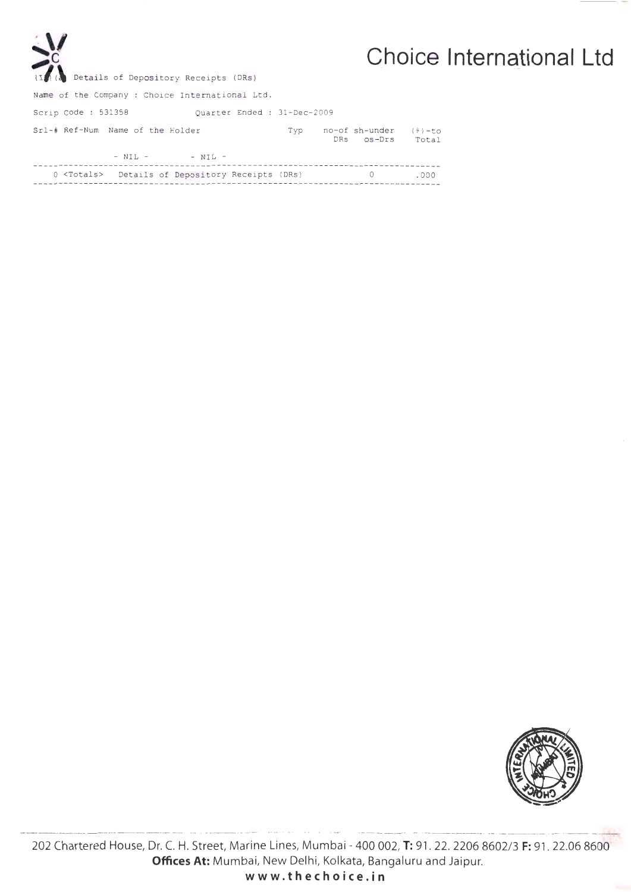# Choice International Ltd

(I)(a) Details of Depository Receipts (DRs)

Name of the Company : Choice International Ltd.

Scrip Code : 531358 Quarter Ended : 31-Dec-2009

| Srl-# | Ref-Num | Name of the Holder | Typ | no-of DRs | sh-under os-Drs | (%)-to Total |
|---|---|---|---|---|---|---|
| | - NIL - | - NIL - | | | | |
| 0 | <Totals> | Details of Depository Receipts (DRs) | | | 0 | .000 |

202 Chartered House, Dr. C. H. Street, Marine Lines, Mumbai - 400 002, **T:** 91. 22. 2206 8602/3 **F:** 91. 22.06 8600
**Offices At:** Mumbai, New Delhi, Kolkata, Bangaluru and Jaipur.
**www.thechoice.in**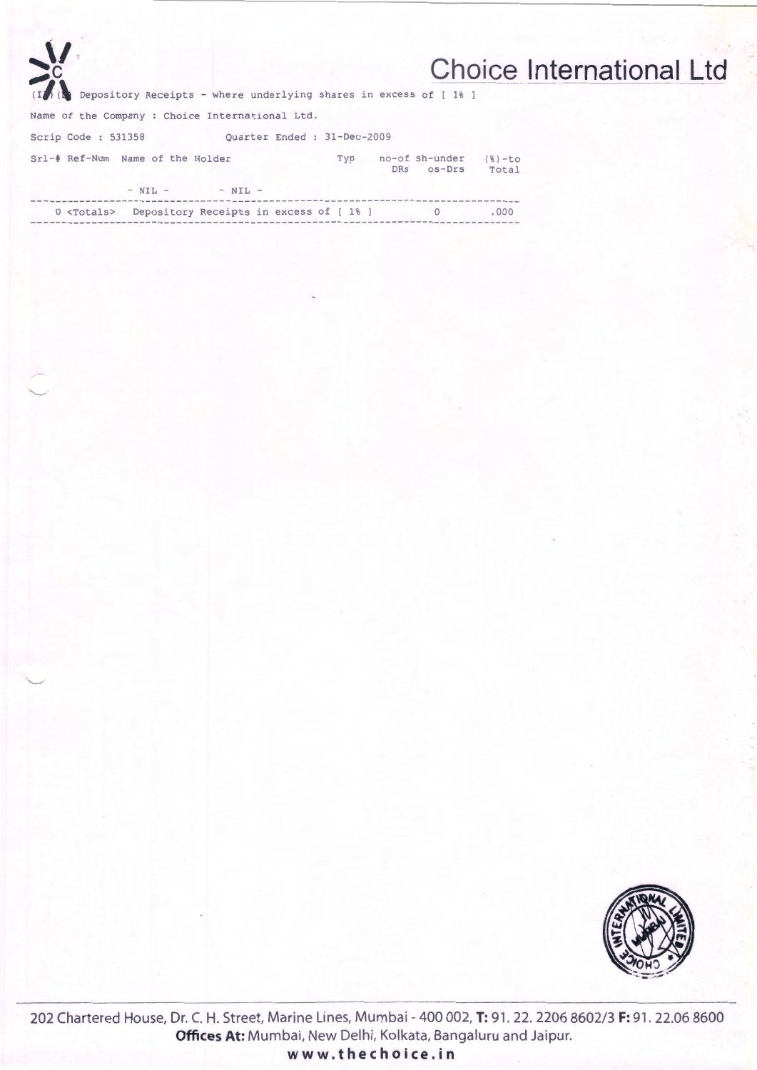# Choice International Ltd

(II) (b) Depository Receipts - where underlying shares in excess of [ 1% ]

Name of the Company : Choice International Ltd.

Scrip Code : 531358 Quarter Ended : 31-Dec-2009

| Srl-# | Ref-Num | Name of the Holder | Typ | no-of DRs | sh-under os-Drs | (%)-to Total |
|---|---|---|---|---|---|---|
| | - NIL - | - NIL - | | | | |
| 0 | <Totals> | Depository Receipts in excess of [ 1% ] | | | 0 | .000 |

202 Chartered House, Dr. C. H. Street, Marine Lines, Mumbai - 400 002, **T:** 91. 22. 2206 8602/3 **F:** 91. 22.06 8600

**Offices At:** Mumbai, New Delhi, Kolkata, Bangaluru and Jaipur.

**www.thechoice.in**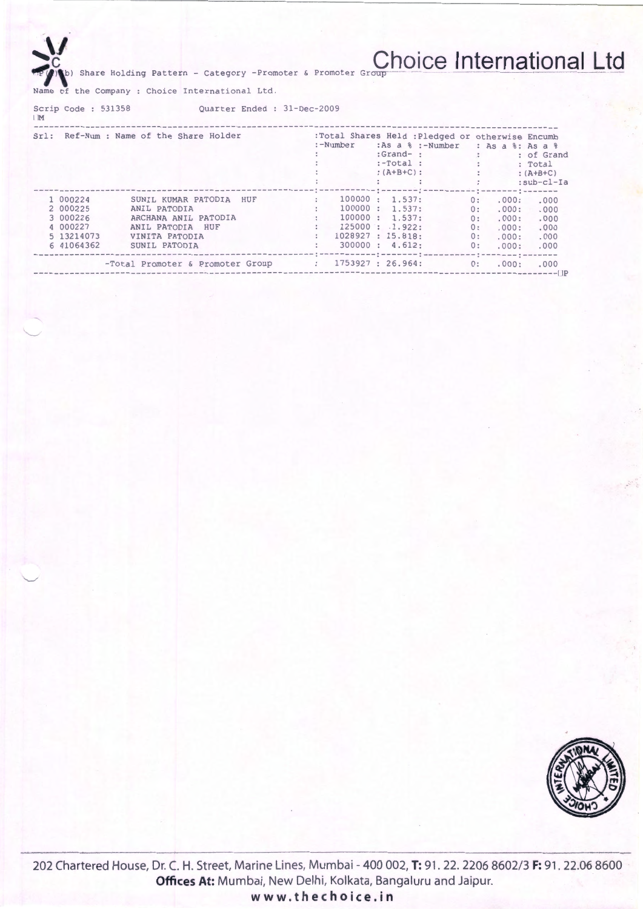# Choice International Ltd

(I)(b) Share Holding Pattern - Category -Promoter & Promoter Group

Name of the Company : Choice International Ltd.

Scrip Code : 531358 Quarter Ended : 31-Dec-2009

| Srl | Ref-Num | Name of the Share Holder | Total Shares Held: Number | Total Shares Held: As a % Grand-Total (A+B+C) | Pledged or otherwise Encumb: Number | Pledged or otherwise Encumb: As a % | As a % of Grand Total (A+B+C) sub-cl-Ia |
|---|---|---|---|---|---|---|---|
| 1 | 000224 | SUNIL KUMAR PATODIA HUF | 100000 | 1.537 | 0 | .000 | .000 |
| 2 | 000225 | ANIL PATODIA | 100000 | 1.537 | 0 | .000 | .000 |
| 3 | 000226 | ARCHANA ANIL PATODIA | 100000 | 1.537 | 0 | .000 | .000 |
| 4 | 000227 | ANIL PATODIA HUF | 125000 | 1.922 | 0 | .000 | .000 |
| 5 | 13214073 | VINITA PATODIA | 1028927 | 15.818 | 0 | .000 | .000 |
| 6 | 41064362 | SUNIL PATODIA | 300000 | 4.612 | 0 | .000 | .000 |
| | | -Total Promoter & Promoter Group | 1753927 | 26.964 | 0 | .000 | .000 |

202 Chartered House, Dr. C. H. Street, Marine Lines, Mumbai - 400 002, **T:** 91. 22. 2206 8602/3 **F:** 91. 22.06 8600

**Offices At:** Mumbai, New Delhi, Kolkata, Bangaluru and Jaipur.

**www.thechoice.in**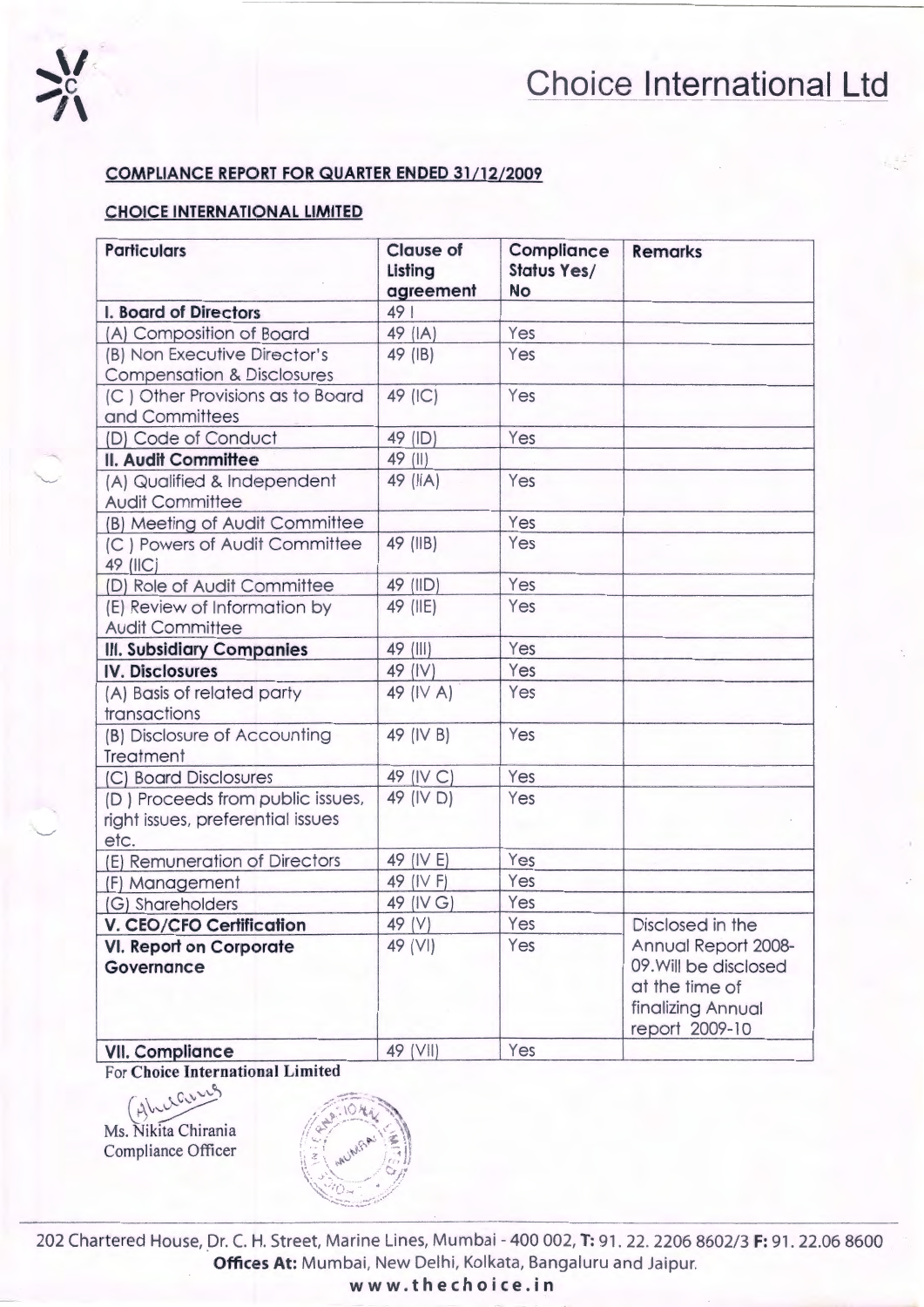# Choice International Ltd

**COMPLIANCE REPORT FOR QUARTER ENDED 31/12/2009**

**CHOICE INTERNATIONAL LIMITED**

| Particulars | Clause of Listing agreement | Compliance Status Yes/ No | Remarks |
|---|---|---|---|
| **I. Board of Directors** | 49 I | | |
| (A) Composition of Board | 49 (IA) | Yes | |
| (B) Non Executive Director's Compensation & Disclosures | 49 (IB) | Yes | |
| (C ) Other Provisions as to Board and Committees | 49 (IC) | Yes | |
| (D) Code of Conduct | 49 (ID) | Yes | |
| **II. Audit Committee** | 49 (II) | | |
| (A) Qualified & Independent Audit Committee | 49 (IIA) | Yes | |
| (B) Meeting of Audit Committee | | Yes | |
| (C ) Powers of Audit Committee 49 (IIC) | 49 (IIB) | Yes | |
| (D) Role of Audit Committee | 49 (IID) | Yes | |
| (E) Review of Information by Audit Committee | 49 (IIE) | Yes | |
| **III. Subsidiary Companies** | 49 (III) | Yes | |
| **IV. Disclosures** | 49 (IV) | Yes | |
| (A) Basis of related party transactions | 49 (IV A) | Yes | |
| (B) Disclosure of Accounting Treatment | 49 (IV B) | Yes | |
| (C) Board Disclosures | 49 (IV C) | Yes | |
| (D ) Proceeds from public issues, right issues, preferential issues etc. | 49 (IV D) | Yes | |
| (E) Remuneration of Directors | 49 (IV E) | Yes | |
| (F) Management | 49 (IV F) | Yes | |
| (G) Shareholders | 49 (IV G) | Yes | |
| **V. CEO/CFO Certification** | 49 (V) | Yes | Disclosed in the Annual Report 2008-09.Will be disclosed at the time of finalizing Annual report 2009-10 |
| **VI. Report on Corporate Governance** | 49 (VI) | Yes | |
| **VII. Compliance** | 49 (VII) | Yes | |

For **Choice International Limited**

Ms. Nikita Chirania
Compliance Officer

202 Chartered House, Dr. C. H. Street, Marine Lines, Mumbai - 400 002, **T:** 91. 22. 2206 8602/3 **F:** 91. 22.06 8600
**Offices At:** Mumbai, New Delhi, Kolkata, Bangaluru and Jaipur.
**www.thechoice.in**